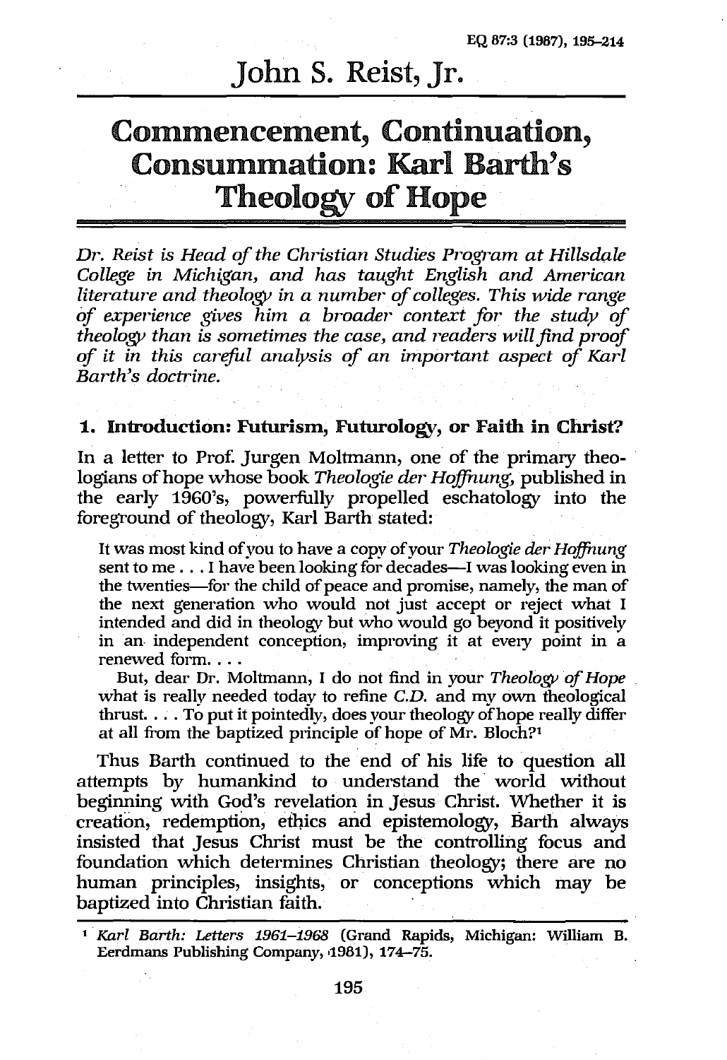# John S. Reist, Jr.

# Commencement, Continuation, Consummation: Karl Barth's Theology of Hope

*Dr. Reist is Head of the Christian Studies Program at Hillsdale College in Michigan, and has taught English and American literature and theology in a number of colleges. This wide range of experience gives him a broader context for the study of theology than is sometimes the case, and readers will find proof of it in this careful analysis of an important aspect of Karl Barth's doctrine.*

## 1. Introduction: Futurism, Futurology, or Faith in Christ?

In a letter to Prof. Jurgen Moltmann, one of the primary theologians of hope whose book *Theologie der Hoffnung*, published in the early 1960's, powerfully propelled eschatology into the foreground of theology, Karl Barth stated:

> It was most kind of you to have a copy of your *Theologie der Hoffnung* sent to me . . . I have been looking for decades—I was looking even in the twenties—for the child of peace and promise, namely, the man of the next generation who would not just accept or reject what I intended and did in theology but who would go beyond it positively in an independent conception, improving it at every point in a renewed form. . . .
>
> But, dear Dr. Moltmann, I do not find in your *Theology of Hope* what is really needed today to refine *C.D.* and my own theological thrust. . . . To put it pointedly, does your theology of hope really differ at all from the baptized principle of hope of Mr. Bloch?[1]

Thus Barth continued to the end of his life to question all attempts by humankind to understand the world without beginning with God's revelation in Jesus Christ. Whether it is creation, redemption, ethics and epistemology, Barth always insisted that Jesus Christ must be the controlling focus and foundation which determines Christian theology; there are no human principles, insights, or conceptions which may be baptized into Christian faith.

---

[1] *Karl Barth: Letters 1961–1968* (Grand Rapids, Michigan: William B. Eerdmans Publishing Company, 1981), 174–75.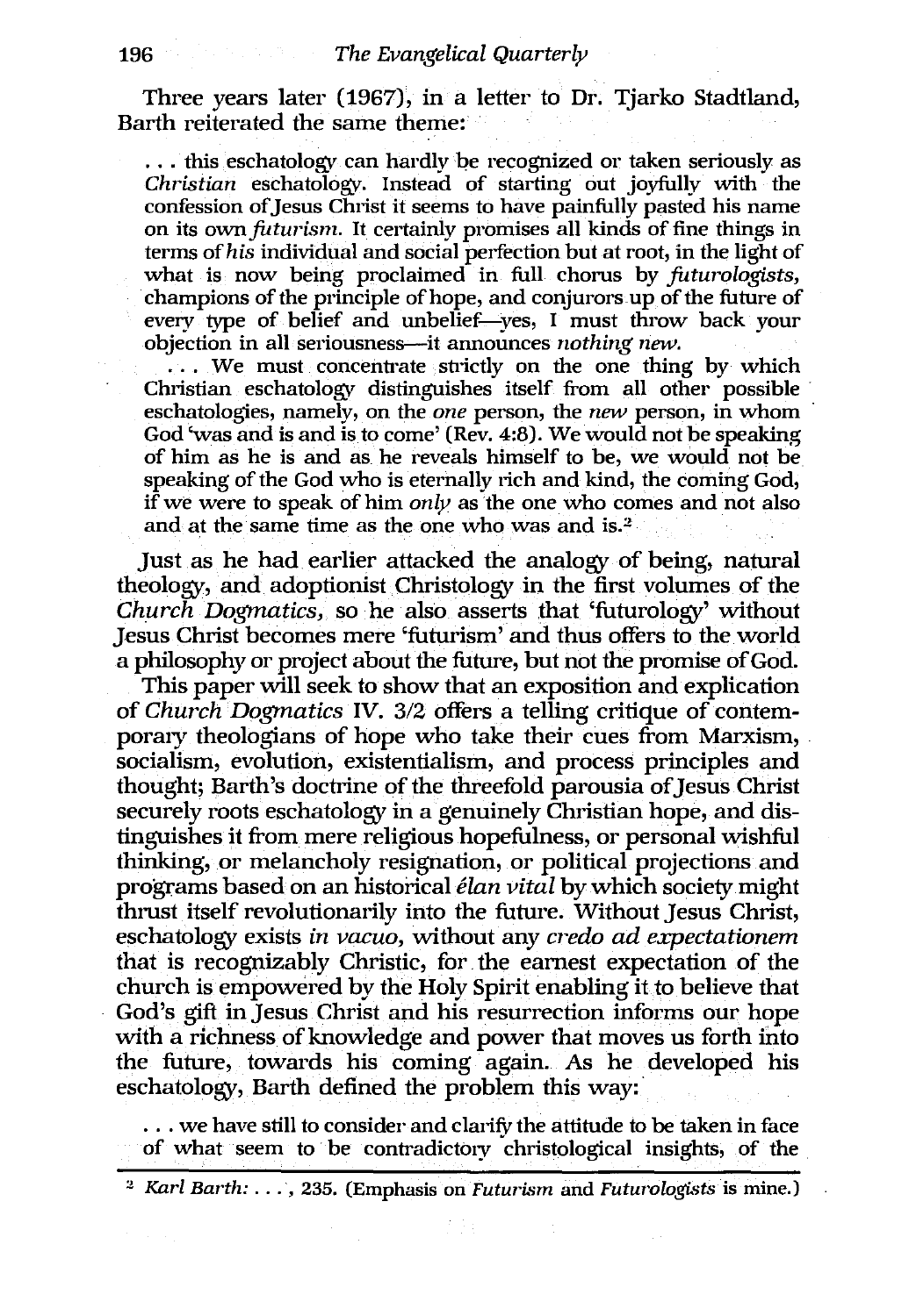Three years later (1967), in a letter to Dr. Tjarko Stadtland, Barth reiterated the same theme:

> . . . this eschatology can hardly be recognized or taken seriously as *Christian* eschatology. Instead of starting out joyfully with the confession of Jesus Christ it seems to have painfully pasted his name on its own *futurism*. It certainly promises all kinds of fine things in terms of *his* individual and social perfection but at root, in the light of what is now being proclaimed in full chorus by *futurologists*, champions of the principle of hope, and conjurors up of the future of every type of belief and unbelief—yes, I must throw back your objection in all seriousness—it announces *nothing new*.
>
> . . . We must concentrate strictly on the one thing by which Christian eschatology distinguishes itself from all other possible eschatologies, namely, on the *one* person, the *new* person, in whom God 'was and is and is to come' (Rev. 4:8). We would not be speaking of him as he is and as he reveals himself to be, we would not be speaking of the God who is eternally rich and kind, the coming God, if we were to speak of him *only* as the one who comes and not also and at the same time as the one who was and is.[2]

Just as he had earlier attacked the analogy of being, natural theology, and adoptionist Christology in the first volumes of the *Church Dogmatics*, so he also asserts that 'futurology' without Jesus Christ becomes mere 'futurism' and thus offers to the world a philosophy or project about the future, but not the promise of God.

This paper will seek to show that an exposition and explication of *Church Dogmatics* IV. 3/2 offers a telling critique of contemporary theologians of hope who take their cues from Marxism, socialism, evolution, existentialism, and process principles and thought; Barth's doctrine of the threefold parousia of Jesus Christ securely roots eschatology in a genuinely Christian hope, and distinguishes it from mere religious hopefulness, or personal wishful thinking, or melancholy resignation, or political projections and programs based on an historical *élan vital* by which society might thrust itself revolutionarily into the future. Without Jesus Christ, eschatology exists *in vacuo*, without any *credo ad expectationem* that is recognizably Christic, for the earnest expectation of the church is empowered by the Holy Spirit enabling it to believe that God's gift in Jesus Christ and his resurrection informs our hope with a richness of knowledge and power that moves us forth into the future, towards his coming again. As he developed his eschatology, Barth defined the problem this way:

> . . . we have still to consider and clarify the attitude to be taken in face of what seem to be contradictory christological insights, of the

[2] *Karl Barth: . . .*, 235. (Emphasis on *Futurism* and *Futurologists* is mine.)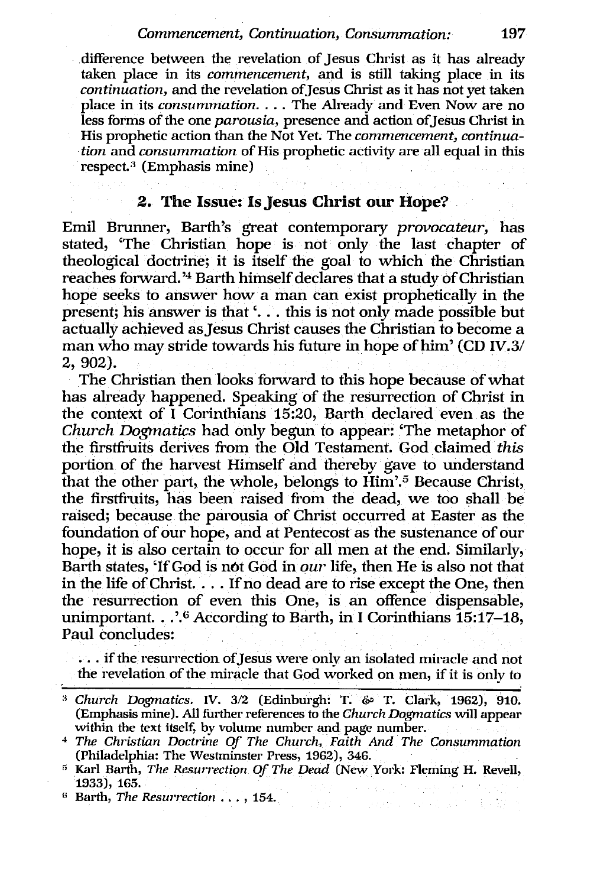difference between the revelation of Jesus Christ as it has already taken place in its *commencement*, and is still taking place in its *continuation*, and the revelation of Jesus Christ as it has not yet taken place in its *consummation*. . . . The Already and Even Now are no less forms of the one *parousia*, presence and action of Jesus Christ in His prophetic action than the Not Yet. The *commencement, continuation* and *consummation* of His prophetic activity are all equal in this respect.[3] (Emphasis mine)

## 2. The Issue: Is Jesus Christ our Hope?

Emil Brunner, Barth's great contemporary *provocateur*, has stated, 'The Christian hope is not only the last chapter of theological doctrine; it is itself the goal to which the Christian reaches forward.'[4] Barth himself declares that a study of Christian hope seeks to answer how a man can exist prophetically in the present; his answer is that '. . . this is not only made possible but actually achieved as Jesus Christ causes the Christian to become a man who may stride towards his future in hope of him' (CD IV.3/2, 902).

The Christian then looks forward to this hope because of what has already happened. Speaking of the resurrection of Christ in the context of I Corinthians 15:20, Barth declared even as the *Church Dogmatics* had only begun to appear: 'The metaphor of the firstfruits derives from the Old Testament. God claimed *this* portion of the harvest Himself and thereby gave to understand that the other part, the whole, belongs to Him'.[5] Because Christ, the firstfruits, has been raised from the dead, we too shall be raised; because the parousia of Christ occurred at Easter as the foundation of our hope, and at Pentecost as the sustenance of our hope, it is also certain to occur for all men at the end. Similarly, Barth states, 'If God is not God in *our* life, then He is also not that in the life of Christ. . . . If no dead are to rise except the One, then the resurrection of even this One, is an offence dispensable, unimportant. . .'.[6] According to Barth, in I Corinthians 15:17–18, Paul concludes:

> . . . if the resurrection of Jesus were only an isolated miracle and not the revelation of the miracle that God worked on men, if it is only to

---

[3] *Church Dogmatics*. IV. 3/2 (Edinburgh: T. & T. Clark, 1962), 910. (Emphasis mine). All further references to the *Church Dogmatics* will appear within the text itself, by volume number and page number.

[4] *The Christian Doctrine Of The Church, Faith And The Consummation* (Philadelphia: The Westminster Press, 1962), 346.

[5] Karl Barth, *The Resurrection Of The Dead* (New York: Fleming H. Revell, 1933), 165.

[6] Barth, *The Resurrection* . . . , 154.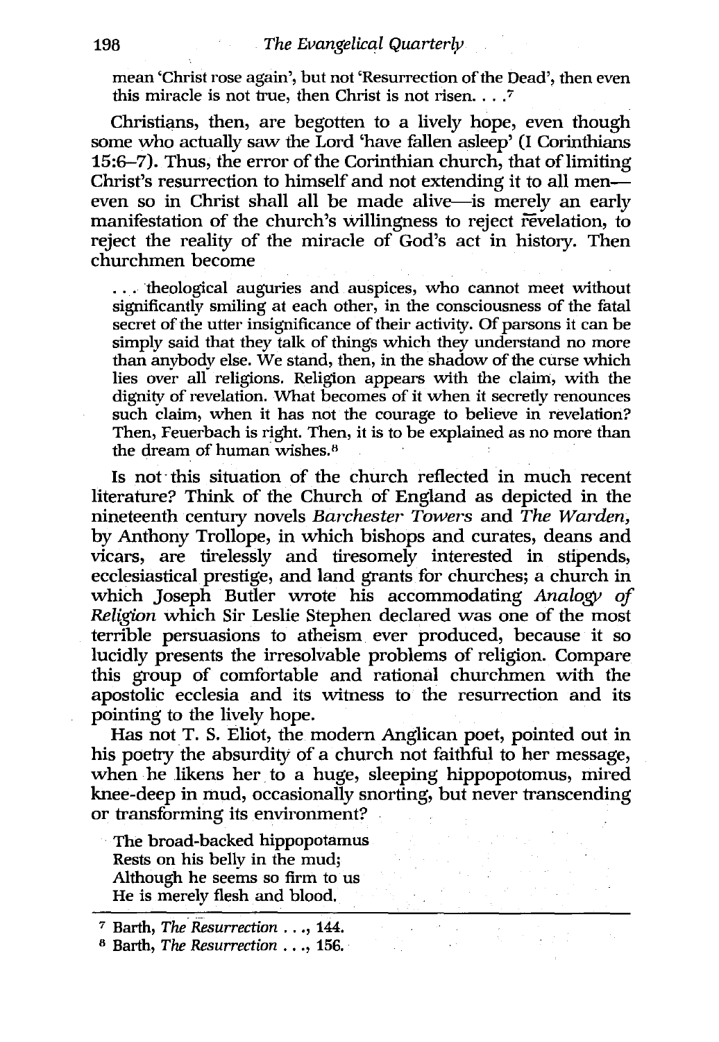mean 'Christ rose again', but not 'Resurrection of the Dead', then even this miracle is not true, then Christ is not risen. . . .[7]

Christians, then, are begotten to a lively hope, even though some who actually saw the Lord 'have fallen asleep' (I Corinthians 15:6–7). Thus, the error of the Corinthian church, that of limiting Christ's resurrection to himself and not extending it to all men—even so in Christ shall all be made alive—is merely an early manifestation of the church's willingness to reject revelation, to reject the reality of the miracle of God's act in history. Then churchmen become

> . . . theological auguries and auspices, who cannot meet without significantly smiling at each other, in the consciousness of the fatal secret of the utter insignificance of their activity. Of parsons it can be simply said that they talk of things which they understand no more than anybody else. We stand, then, in the shadow of the curse which lies over all religions. Religion appears with the claim, with the dignity of revelation. What becomes of it when it secretly renounces such claim, when it has not the courage to believe in revelation? Then, Feuerbach is right. Then, it is to be explained as no more than the dream of human wishes.[8]

Is not this situation of the church reflected in much recent literature? Think of the Church of England as depicted in the nineteenth century novels *Barchester Towers* and *The Warden*, by Anthony Trollope, in which bishops and curates, deans and vicars, are tirelessly and tiresomely interested in stipends, ecclesiastical prestige, and land grants for churches; a church in which Joseph Butler wrote his accommodating *Analogy of Religion* which Sir Leslie Stephen declared was one of the most terrible persuasions to atheism ever produced, because it so lucidly presents the irresolvable problems of religion. Compare this group of comfortable and rational churchmen with the apostolic ecclesia and its witness to the resurrection and its pointing to the lively hope.

Has not T. S. Eliot, the modern Anglican poet, pointed out in his poetry the absurdity of a church not faithful to her message, when he likens her to a huge, sleeping hippopotomus, mired knee-deep in mud, occasionally snorting, but never transcending or transforming its environment?

> The broad-backed hippopotamus
> Rests on his belly in the mud;
> Although he seems so firm to us
> He is merely flesh and blood.

---

[7] Barth, *The Resurrection . . .*, 144.

[8] Barth, *The Resurrection . . .*, 156.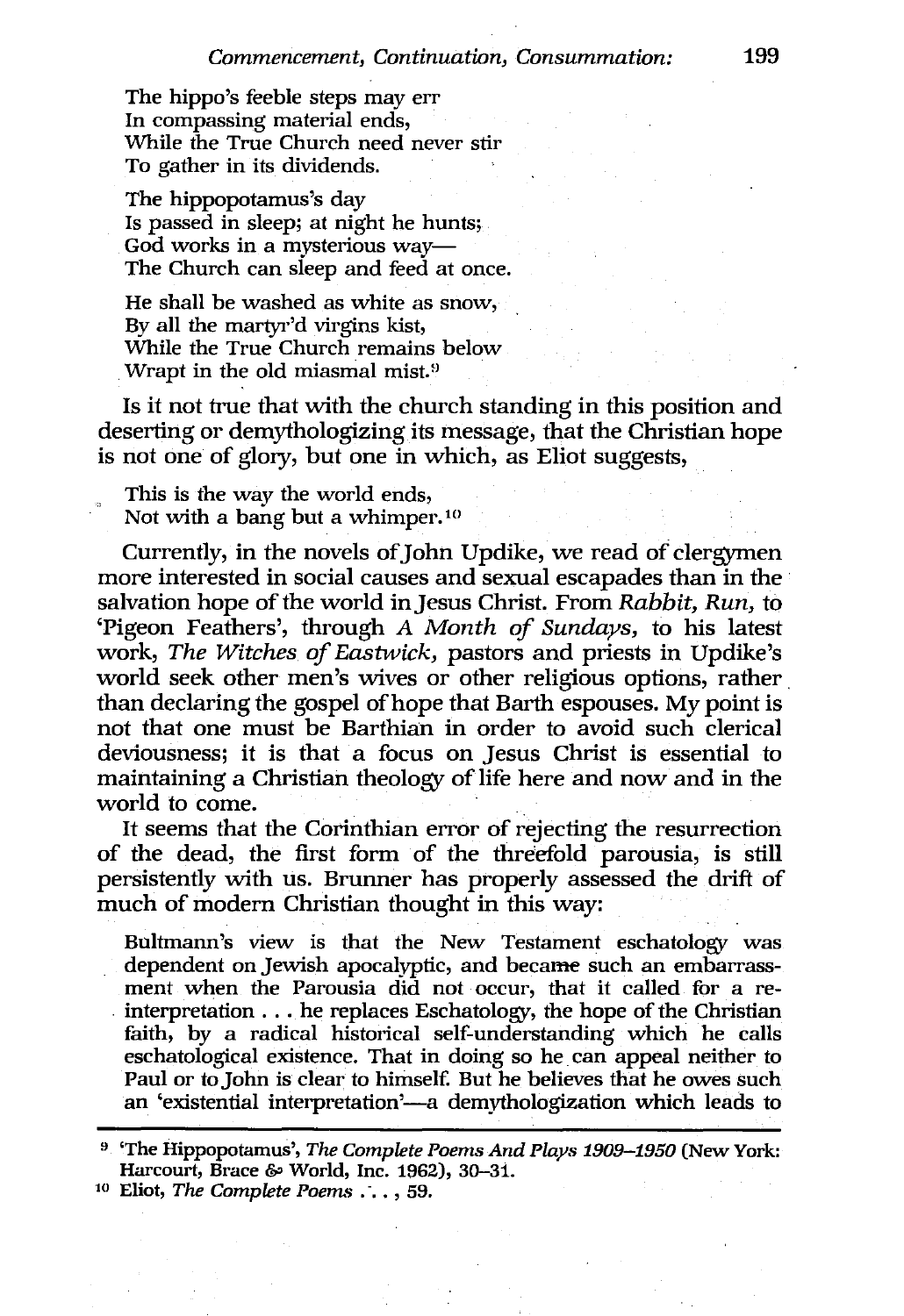The hippo's feeble steps may err  
In compassing material ends,  
While the True Church need never stir  
To gather in its dividends.

The hippopotamus's day  
Is passed in sleep; at night he hunts;  
God works in a mysterious way—  
The Church can sleep and feed at once.

He shall be washed as white as snow,  
By all the martyr'd virgins kist,  
While the True Church remains below  
Wrapt in the old miasmal mist.[9]

Is it not true that with the church standing in this position and deserting or demythologizing its message, that the Christian hope is not one of glory, but one in which, as Eliot suggests,

This is the way the world ends,  
Not with a bang but a whimper.[10]

Currently, in the novels of John Updike, we read of clergymen more interested in social causes and sexual escapades than in the salvation hope of the world in Jesus Christ. From *Rabbit, Run,* to 'Pigeon Feathers', through *A Month of Sundays,* to his latest work, *The Witches of Eastwick,* pastors and priests in Updike's world seek other men's wives or other religious options, rather than declaring the gospel of hope that Barth espouses. My point is not that one must be Barthian in order to avoid such clerical deviousness; it is that a focus on Jesus Christ is essential to maintaining a Christian theology of life here and now and in the world to come.

It seems that the Corinthian error of rejecting the resurrection of the dead, the first form of the threefold parousia, is still persistently with us. Brunner has properly assessed the drift of much of modern Christian thought in this way:

> Bultmann's view is that the New Testament eschatology was dependent on Jewish apocalyptic, and became such an embarrassment when the Parousia did not occur, that it called for a re-interpretation . . . he replaces Eschatology, the hope of the Christian faith, by a radical historical self-understanding which he calls eschatological existence. That in doing so he can appeal neither to Paul or to John is clear to himself. But he believes that he owes such an 'existential interpretation'—a demythologization which leads to

---

[9] 'The Hippopotamus', *The Complete Poems And Plays 1909–1950* (New York: Harcourt, Brace & World, Inc. 1962), 30–31.

[10] Eliot, *The Complete Poems . . .*, 59.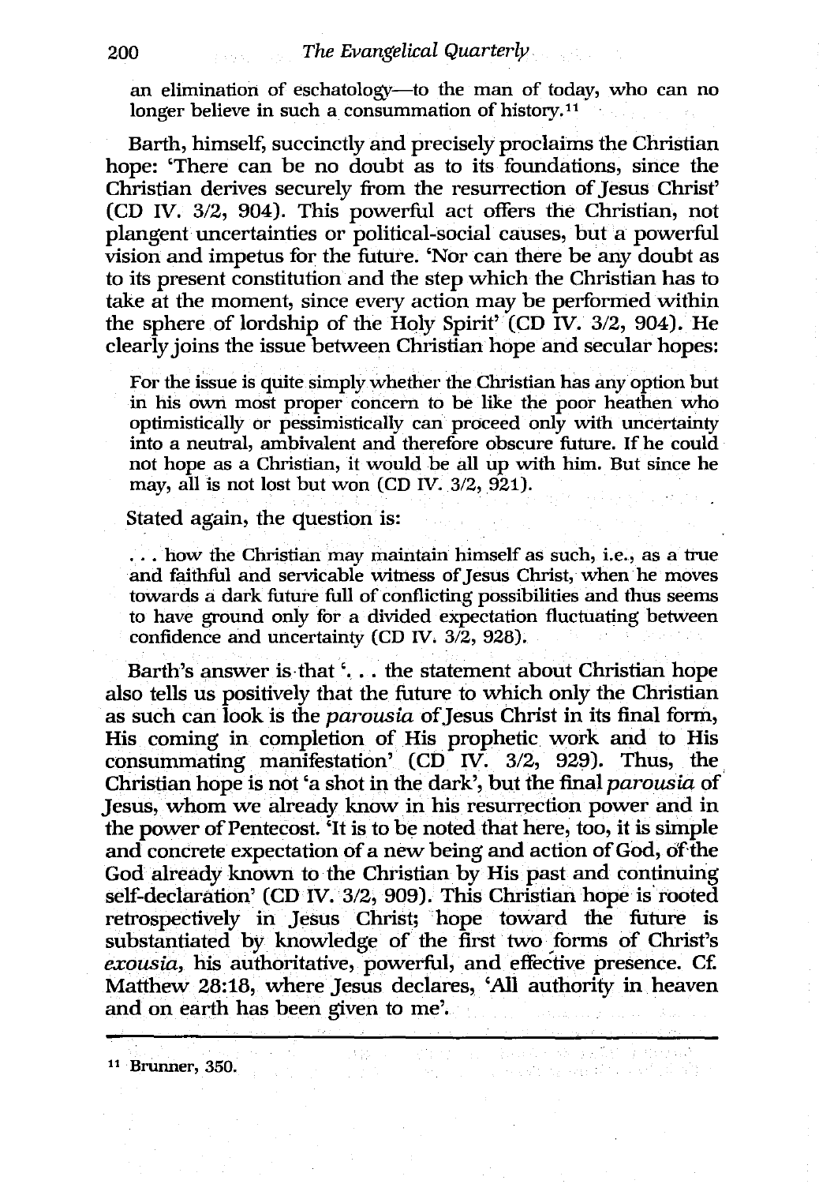an elimination of eschatology—to the man of today, who can no longer believe in such a consummation of history.[11]

Barth, himself, succinctly and precisely proclaims the Christian hope: 'There can be no doubt as to its foundations, since the Christian derives securely from the resurrection of Jesus Christ' (CD IV. 3/2, 904). This powerful act offers the Christian, not plangent uncertainties or political-social causes, but a powerful vision and impetus for the future. 'Nor can there be any doubt as to its present constitution and the step which the Christian has to take at the moment, since every action may be performed within the sphere of lordship of the Holy Spirit' (CD IV. 3/2, 904). He clearly joins the issue between Christian hope and secular hopes:

> For the issue is quite simply whether the Christian has any option but in his own most proper concern to be like the poor heathen who optimistically or pessimistically can proceed only with uncertainty into a neutral, ambivalent and therefore obscure future. If he could not hope as a Christian, it would be all up with him. But since he may, all is not lost but won (CD IV. 3/2, 921).

Stated again, the question is:

> . . . how the Christian may maintain himself as such, i.e., as a true and faithful and servicable witness of Jesus Christ, when he moves towards a dark future full of conflicting possibilities and thus seems to have ground only for a divided expectation fluctuating between confidence and uncertainty (CD IV. 3/2, 928).

Barth's answer is that '. . . the statement about Christian hope also tells us positively that the future to which only the Christian as such can look is the *parousia* of Jesus Christ in its final form, His coming in completion of His prophetic work and to His consummating manifestation' (CD IV. 3/2, 929). Thus, the Christian hope is not 'a shot in the dark', but the final *parousia* of Jesus, whom we already know in his resurrection power and in the power of Pentecost. 'It is to be noted that here, too, it is simple and concrete expectation of a new being and action of God, of the God already known to the Christian by His past and continuing self-declaration' (CD IV. 3/2, 909). This Christian hope is rooted retrospectively in Jesus Christ; hope toward the future is substantiated by knowledge of the first two forms of Christ's *exousia*, his authoritative, powerful, and effective presence. Cf. Matthew 28:18, where Jesus declares, 'All authority in heaven and on earth has been given to me'.

[11] Brunner, 350.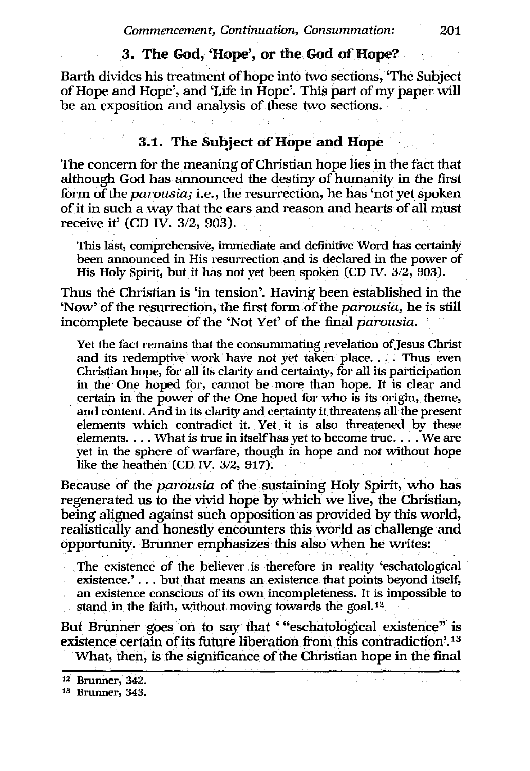## 3. The God, 'Hope', or the God of Hope?

Barth divides his treatment of hope into two sections, 'The Subject of Hope and Hope', and 'Life in Hope'. This part of my paper will be an exposition and analysis of these two sections.

### 3.1. The Subject of Hope and Hope

The concern for the meaning of Christian hope lies in the fact that although God has announced the destiny of humanity in the first form of the *parousia;* i.e., the resurrection, he has 'not yet spoken of it in such a way that the ears and reason and hearts of all must receive it' (CD IV. 3/2, 903).

> This last, comprehensive, immediate and definitive Word has certainly been announced in His resurrection and is declared in the power of His Holy Spirit, but it has not yet been spoken (CD IV. 3/2, 903).

Thus the Christian is 'in tension'. Having been established in the 'Now' of the resurrection, the first form of the *parousia,* he is still incomplete because of the 'Not Yet' of the final *parousia.*

> Yet the fact remains that the consummating revelation of Jesus Christ and its redemptive work have not yet taken place. . . . Thus even Christian hope, for all its clarity and certainty, for all its participation in the One hoped for, cannot be more than hope. It is clear and certain in the power of the One hoped for who is its origin, theme, and content. And in its clarity and certainty it threatens all the present elements which contradict it. Yet it is also threatened by these elements. . . . What is true in itself has yet to become true. . . . We are yet in the sphere of warfare, though in hope and not without hope like the heathen (CD IV. 3/2, 917).

Because of the *parousia* of the sustaining Holy Spirit, who has regenerated us to the vivid hope by which we live, the Christian, being aligned against such opposition as provided by this world, realistically and honestly encounters this world as challenge and opportunity. Brunner emphasizes this also when he writes:

> The existence of the believer is therefore in reality 'eschatological existence.' . . . but that means an existence that points beyond itself, an existence conscious of its own incompleteness. It is impossible to stand in the faith, without moving towards the goal.[12]

But Brunner goes on to say that ' "eschatological existence" is existence certain of its future liberation from this contradiction'.[13]

What, then, is the significance of the Christian hope in the final

---

[12] Brunner, 342.

[13] Brunner, 343.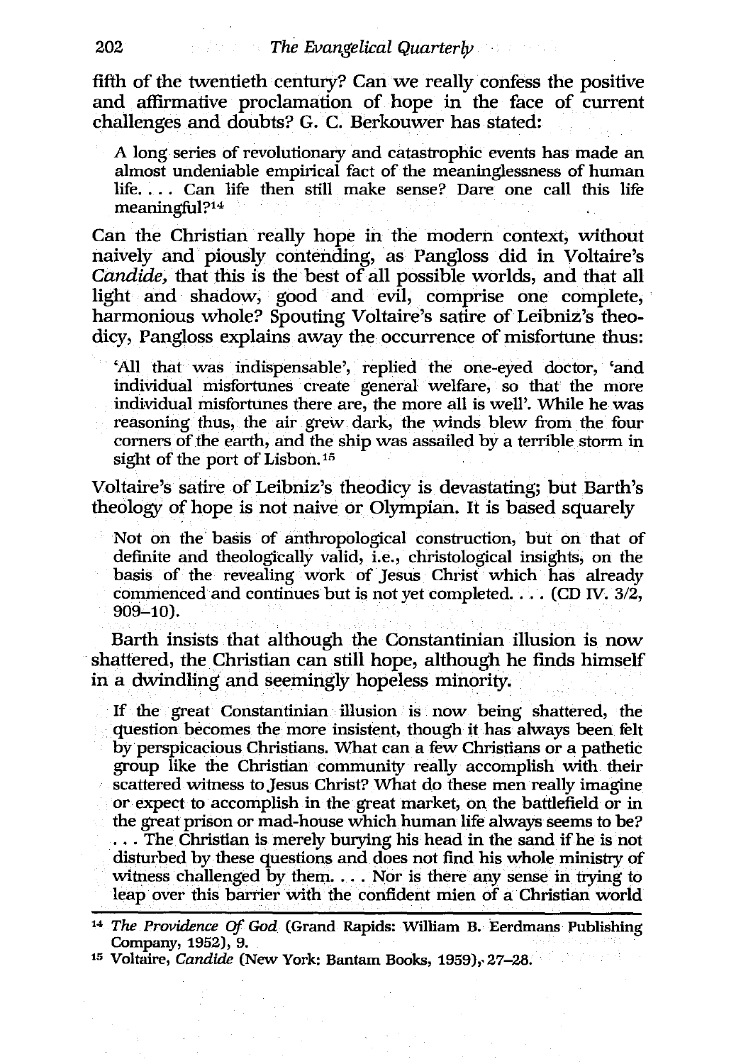fifth of the twentieth century? Can we really confess the positive and affirmative proclamation of hope in the face of current challenges and doubts? G. C. Berkouwer has stated:

> A long series of revolutionary and catastrophic events has made an almost undeniable empirical fact of the meaninglessness of human life. . . . Can life then still make sense? Dare one call this life meaningful?[14]

Can the Christian really hope in the modern context, without naively and piously contending, as Pangloss did in Voltaire's *Candide*, that this is the best of all possible worlds, and that all light and shadow, good and evil, comprise one complete, harmonious whole? Spouting Voltaire's satire of Leibniz's theodicy, Pangloss explains away the occurrence of misfortune thus:

> 'All that was indispensable', replied the one-eyed doctor, 'and individual misfortunes create general welfare, so that the more individual misfortunes there are, the more all is well'. While he was reasoning thus, the air grew dark, the winds blew from the four corners of the earth, and the ship was assailed by a terrible storm in sight of the port of Lisbon.[15]

Voltaire's satire of Leibniz's theodicy is devastating; but Barth's theology of hope is not naive or Olympian. It is based squarely

> Not on the basis of anthropological construction, but on that of definite and theologically valid, i.e., christological insights, on the basis of the revealing work of Jesus Christ which has already commenced and continues but is not yet completed. . . . (CD IV. 3/2, 909–10).

Barth insists that although the Constantinian illusion is now shattered, the Christian can still hope, although he finds himself in a dwindling and seemingly hopeless minority.

> If the great Constantinian illusion is now being shattered, the question becomes the more insistent, though it has always been felt by perspicacious Christians. What can a few Christians or a pathetic group like the Christian community really accomplish with their scattered witness to Jesus Christ? What do these men really imagine or expect to accomplish in the great market, on the battlefield or in the great prison or mad-house which human life always seems to be? . . . The Christian is merely burying his head in the sand if he is not disturbed by these questions and does not find his whole ministry of witness challenged by them. . . . Nor is there any sense in trying to leap over this barrier with the confident mien of a Christian world

---

[14] *The Providence Of God* (Grand Rapids: William B. Eerdmans Publishing Company, 1952), 9.

[15] Voltaire, *Candide* (New York: Bantam Books, 1959), 27–28.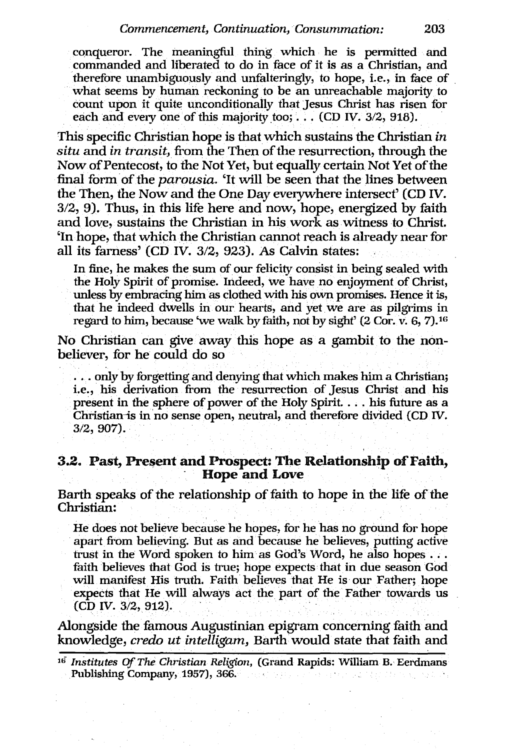conqueror. The meaningful thing which he is permitted and commanded and liberated to do in face of it is as a Christian, and therefore unambiguously and unfalteringly, to hope, i.e., in face of what seems by human reckoning to be an unreachable majority to count upon it quite unconditionally that Jesus Christ has risen for each and every one of this majority too; . . . (CD IV. 3/2, 918).

This specific Christian hope is that which sustains the Christian *in situ* and *in transit*, from the Then of the resurrection, through the Now of Pentecost, to the Not Yet, but equally certain Not Yet of the final form of the *parousia*. 'It will be seen that the lines between the Then, the Now and the One Day everywhere intersect' (CD IV. 3/2, 9). Thus, in this life here and now, hope, energized by faith and love, sustains the Christian in his work as witness to Christ. 'In hope, that which the Christian cannot reach is already near for all its farness' (CD IV. 3/2, 923). As Calvin states:

> In fine, he makes the sum of our felicity consist in being sealed with the Holy Spirit of promise. Indeed, we have no enjoyment of Christ, unless by embracing him as clothed with his own promises. Hence it is, that he indeed dwells in our hearts, and yet we are as pilgrims in regard to him, because 'we walk by faith, not by sight' (2 Cor. v. 6, 7).[16]

No Christian can give away this hope as a gambit to the non-believer, for he could do so

> . . . only by forgetting and denying that which makes him a Christian; i.e., his derivation from the resurrection of Jesus Christ and his present in the sphere of power of the Holy Spirit. . . . his future as a Christian is in no sense open, neutral, and therefore divided (CD IV. 3/2, 907).

## 3.2. Past, Present and Prospect: The Relationship of Faith, Hope and Love

Barth speaks of the relationship of faith to hope in the life of the Christian:

> He does not believe because he hopes, for he has no ground for hope apart from believing. But as and because he believes, putting active trust in the Word spoken to him as God's Word, he also hopes . . . faith believes that God is true; hope expects that in due season God will manifest His truth. Faith believes that He is our Father; hope expects that He will always act the part of the Father towards us (CD IV. 3/2, 912).

Alongside the famous Augustinian epigram concerning faith and knowledge, *credo ut intelligam*, Barth would state that faith and

[16] *Institutes Of The Christian Religion*, (Grand Rapids: William B. Eerdmans Publishing Company, 1957), 366.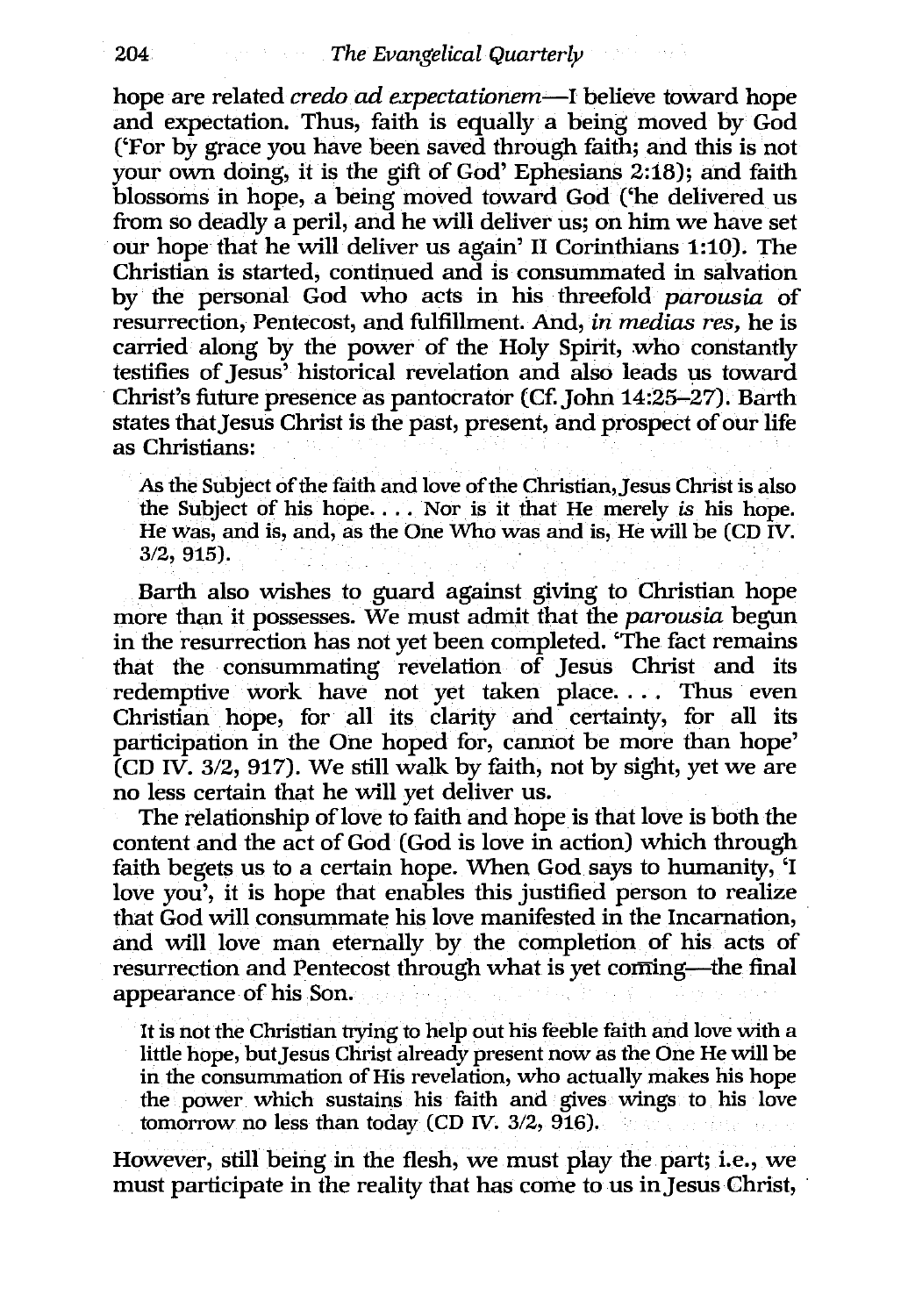hope are related *credo ad expectationem*—I believe toward hope and expectation. Thus, faith is equally a being moved by God ('For by grace you have been saved through faith; and this is not your own doing, it is the gift of God' Ephesians 2:18); and faith blossoms in hope, a being moved toward God ('he delivered us from so deadly a peril, and he will deliver us; on him we have set our hope that he will deliver us again' II Corinthians 1:10). The Christian is started, continued and is consummated in salvation by the personal God who acts in his threefold *parousia* of resurrection, Pentecost, and fulfillment. And, *in medias res,* he is carried along by the power of the Holy Spirit, who constantly testifies of Jesus' historical revelation and also leads us toward Christ's future presence as pantocrator (Cf. John 14:25–27). Barth states that Jesus Christ is the past, present, and prospect of our life as Christians:

> As the Subject of the faith and love of the Christian, Jesus Christ is also the Subject of his hope. . . . Nor is it that He merely *is* his hope. He was, and is, and, as the One Who was and is, He will be (CD IV. 3/2, 915).

Barth also wishes to guard against giving to Christian hope more than it possesses. We must admit that the *parousia* begun in the resurrection has not yet been completed. 'The fact remains that the consummating revelation of Jesus Christ and its redemptive work have not yet taken place. . . . Thus even Christian hope, for all its clarity and certainty, for all its participation in the One hoped for, cannot be more than hope' (CD IV. 3/2, 917). We still walk by faith, not by sight, yet we are no less certain that he will yet deliver us.

The relationship of love to faith and hope is that love is both the content and the act of God (God is love in action) which through faith begets us to a certain hope. When God says to humanity, 'I love you', it is hope that enables this justified person to realize that God will consummate his love manifested in the Incarnation, and will love man eternally by the completion of his acts of resurrection and Pentecost through what is yet coming—the final appearance of his Son.

> It is not the Christian trying to help out his feeble faith and love with a little hope, but Jesus Christ already present now as the One He will be in the consummation of His revelation, who actually makes his hope the power which sustains his faith and gives wings to his love tomorrow no less than today (CD IV. 3/2, 916).

However, still being in the flesh, we must play the part; i.e., we must participate in the reality that has come to us in Jesus Christ,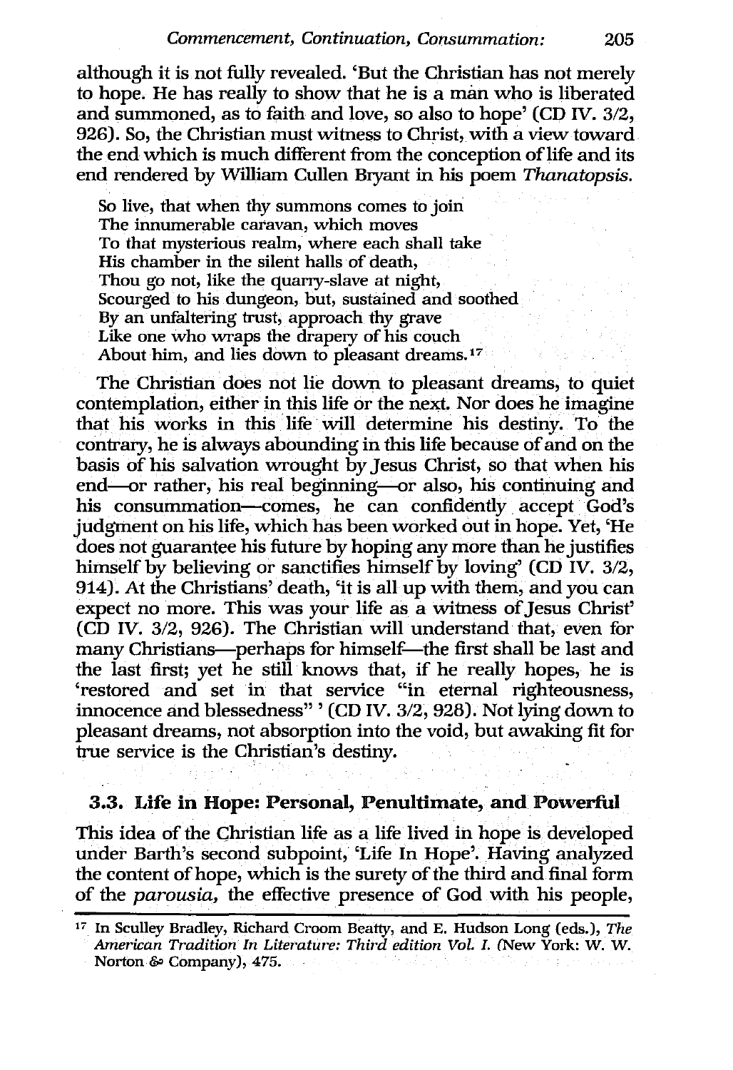although it is not fully revealed. 'But the Christian has not merely to hope. He has really to show that he is a man who is liberated and summoned, as to faith and love, so also to hope' (CD IV. 3/2, 926). So, the Christian must witness to Christ, with a view toward the end which is much different from the conception of life and its end rendered by William Cullen Bryant in his poem *Thanatopsis*.

> So live, that when thy summons comes to join
> The innumerable caravan, which moves
> To that mysterious realm, where each shall take
> His chamber in the silent halls of death,
> Thou go not, like the quarry-slave at night,
> Scourged to his dungeon, but, sustained and soothed
> By an unfaltering trust, approach thy grave
> Like one who wraps the drapery of his couch
> About him, and lies down to pleasant dreams.[17]

The Christian does not lie down to pleasant dreams, to quiet contemplation, either in this life or the next. Nor does he imagine that his works in this life will determine his destiny. To the contrary, he is always abounding in this life because of and on the basis of his salvation wrought by Jesus Christ, so that when his end—or rather, his real beginning—or also, his continuing and his consummation—comes, he can confidently accept God's judgment on his life, which has been worked out in hope. Yet, 'He does not guarantee his future by hoping any more than he justifies himself by believing or sanctifies himself by loving' (CD IV. 3/2, 914). At the Christians' death, 'it is all up with them, and you can expect no more. This was your life as a witness of Jesus Christ' (CD IV. 3/2, 926). The Christian will understand that, even for many Christians—perhaps for himself—the first shall be last and the last first; yet he still knows that, if he really hopes, he is 'restored and set in that service "in eternal righteousness, innocence and blessedness" ' (CD IV. 3/2, 928). Not lying down to pleasant dreams, not absorption into the void, but awaking fit for true service is the Christian's destiny.

### 3.3. Life in Hope: Personal, Penultimate, and Powerful

This idea of the Christian life as a life lived in hope is developed under Barth's second subpoint, 'Life In Hope'. Having analyzed the content of hope, which is the surety of the third and final form of the *parousia*, the effective presence of God with his people,

---

[17] In Sculley Bradley, Richard Croom Beatty, and E. Hudson Long (eds.), *The American Tradition In Literature: Third edition Vol. I.* (New York: W. W. Norton & Company), 475.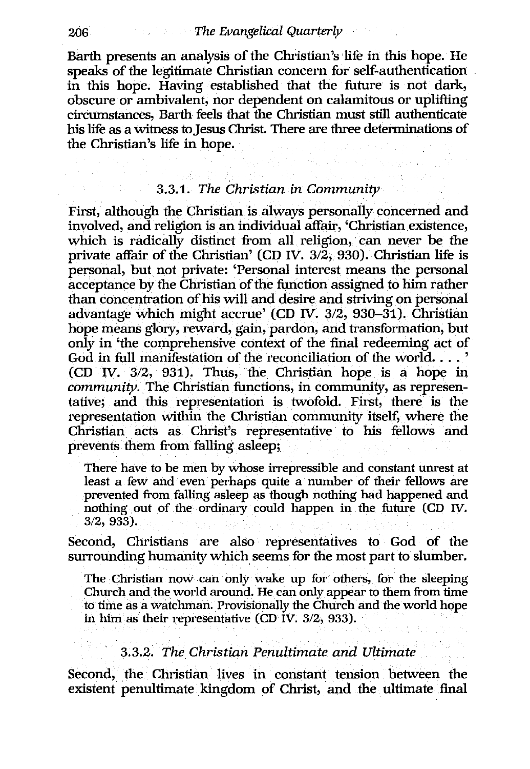Barth presents an analysis of the Christian's life in this hope. He speaks of the legitimate Christian concern for self-authentication in this hope. Having established that the future is not dark, obscure or ambivalent, nor dependent on calamitous or uplifting circumstances, Barth feels that the Christian must still authenticate his life as a witness to Jesus Christ. There are three determinations of the Christian's life in hope.

### 3.3.1. *The Christian in Community*

First, although the Christian is always personally concerned and involved, and religion is an individual affair, 'Christian existence, which is radically distinct from all religion, can never be the private affair of the Christian' (CD IV. 3/2, 930). Christian life is personal, but not private: 'Personal interest means the personal acceptance by the Christian of the function assigned to him rather than concentration of his will and desire and striving on personal advantage which might accrue' (CD IV. 3/2, 930–31). Christian hope means glory, reward, gain, pardon, and transformation, but only in 'the comprehensive context of the final redeeming act of God in full manifestation of the reconciliation of the world. . . . ' (CD IV. 3/2, 931). Thus, the Christian hope is a hope in *community*. The Christian functions, in community, as representative; and this representation is twofold. First, there is the representation within the Christian community itself, where the Christian acts as Christ's representative to his fellows and prevents them from falling asleep;

> There have to be men by whose irrepressible and constant unrest at least a few and even perhaps quite a number of their fellows are prevented from falling asleep as though nothing had happened and nothing out of the ordinary could happen in the future (CD IV. 3/2, 933).

Second, Christians are also representatives to God of the surrounding humanity which seems for the most part to slumber.

> The Christian now can only wake up for others, for the sleeping Church and the world around. He can only appear to them from time to time as a watchman. Provisionally the Church and the world hope in him as their representative (CD IV. 3/2, 933).

### 3.3.2. *The Christian Penultimate and Ultimate*

Second, the Christian lives in constant tension between the existent penultimate kingdom of Christ, and the ultimate final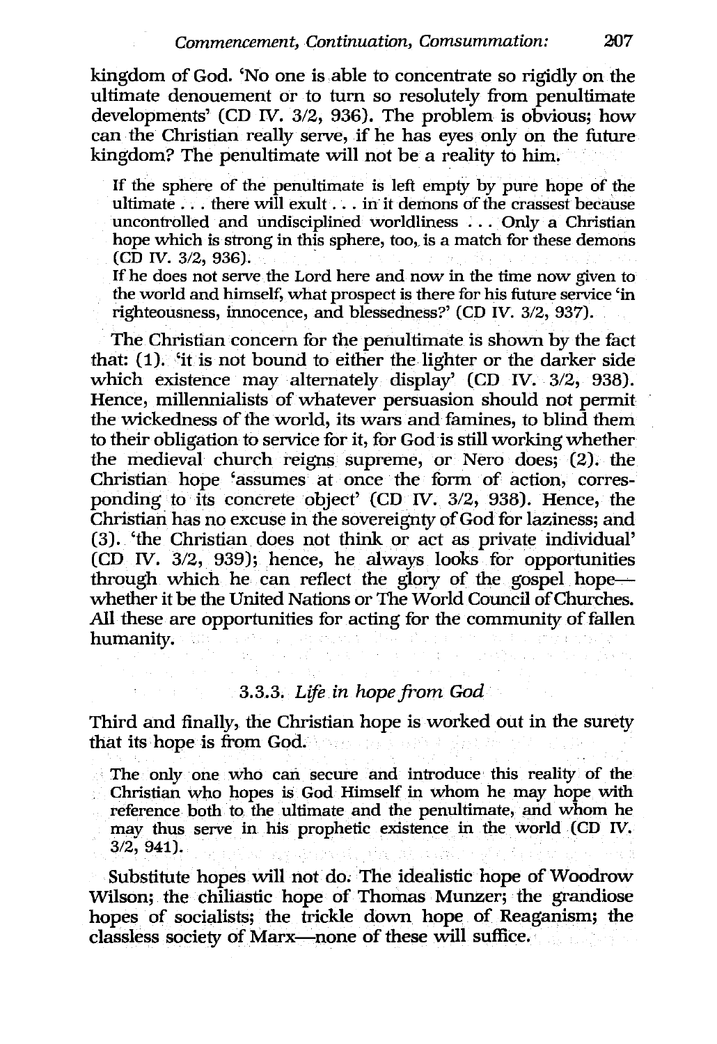kingdom of God. 'No one is able to concentrate so rigidly on the ultimate denouement or to turn so resolutely from penultimate developments' (CD IV. 3/2, 936). The problem is obvious; how can the Christian really serve, if he has eyes only on the future kingdom? The penultimate will not be a reality to him.

> If the sphere of the penultimate is left empty by pure hope of the ultimate . . . there will exult . . . in it demons of the crassest because uncontrolled and undisciplined worldliness . . . Only a Christian hope which is strong in this sphere, too, is a match for these demons (CD IV. 3/2, 936).
>
> If he does not serve the Lord here and now in the time now given to the world and himself, what prospect is there for his future service 'in righteousness, innocence, and blessedness?' (CD IV. 3/2, 937).

The Christian concern for the penultimate is shown by the fact that: (1). 'it is not bound to either the lighter or the darker side which existence may alternately display' (CD IV. 3/2, 938). Hence, millennialists of whatever persuasion should not permit the wickedness of the world, its wars and famines, to blind them to their obligation to service for it, for God is still working whether the medieval church reigns supreme, or Nero does; (2). the Christian hope 'assumes at once the form of action, corresponding to its concrete object' (CD IV. 3/2, 938). Hence, the Christian has no excuse in the sovereignty of God for laziness; and (3). 'the Christian does not think or act as private individual' (CD IV. 3/2, 939); hence, he always looks for opportunities through which he can reflect the glory of the gospel hope—whether it be the United Nations or The World Council of Churches. All these are opportunities for acting for the community of fallen humanity.

### 3.3.3. *Life in hope from God*

Third and finally, the Christian hope is worked out in the surety that its hope is from God.

> The only one who can secure and introduce this reality of the Christian who hopes is God Himself in whom he may hope with reference both to the ultimate and the penultimate, and whom he may thus serve in his prophetic existence in the world (CD IV. 3/2, 941).

Substitute hopes will not do. The idealistic hope of Woodrow Wilson; the chiliastic hope of Thomas Munzer; the grandiose hopes of socialists; the trickle down hope of Reaganism; the classless society of Marx—none of these will suffice.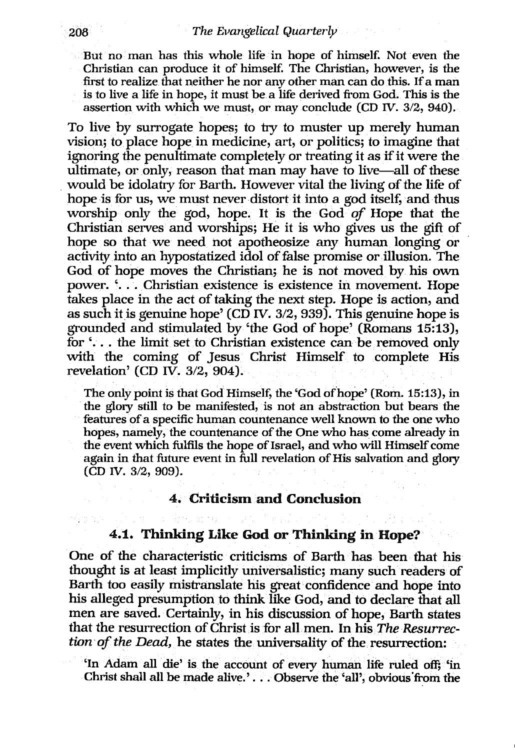> But no man has this whole life in hope of himself. Not even the Christian can produce it of himself. The Christian, however, is the first to realize that neither he nor any other man can do this. If a man is to live a life in hope, it must be a life derived from God. This is the assertion with which we must, or may conclude (CD IV. 3/2, 940).

To live by surrogate hopes; to try to muster up merely human vision; to place hope in medicine, art, or politics; to imagine that ignoring the penultimate completely or treating it as if it were the ultimate, or only, reason that man may have to live—all of these would be idolatry for Barth. However vital the living of the life of hope is for us, we must never distort it into a god itself, and thus worship only the god, hope. It is the God *of* Hope that the Christian serves and worships; He it is who gives us the gift of hope so that we need not apotheosize any human longing or activity into an hypostatized idol of false promise or illusion. The God of hope moves the Christian; he is not moved by his own power. '. . . Christian existence is existence in movement. Hope takes place in the act of taking the next step. Hope is action, and as such it is genuine hope' (CD IV. 3/2, 939). This genuine hope is grounded and stimulated by 'the God of hope' (Romans 15:13), for '. . . the limit set to Christian existence can be removed only with the coming of Jesus Christ Himself to complete His revelation' (CD IV. 3/2, 904).

> The only point is that God Himself, the 'God of hope' (Rom. 15:13), in the glory still to be manifested, is not an abstraction but bears the features of a specific human countenance well known to the one who hopes, namely, the countenance of the One who has come already in the event which fulfils the hope of Israel, and who will Himself come again in that future event in full revelation of His salvation and glory (CD IV. 3/2, 909).

## 4. Criticism and Conclusion

### 4.1. Thinking Like God or Thinking in Hope?

One of the characteristic criticisms of Barth has been that his thought is at least implicitly universalistic; many such readers of Barth too easily mistranslate his great confidence and hope into his alleged presumption to think like God, and to declare that all men are saved. Certainly, in his discussion of hope, Barth states that the resurrection of Christ is for all men. In his *The Resurrection of the Dead,* he states the universality of the resurrection:

> 'In Adam all die' is the account of every human life ruled off; 'in Christ shall all be made alive.' . . . Observe the 'all', obvious from the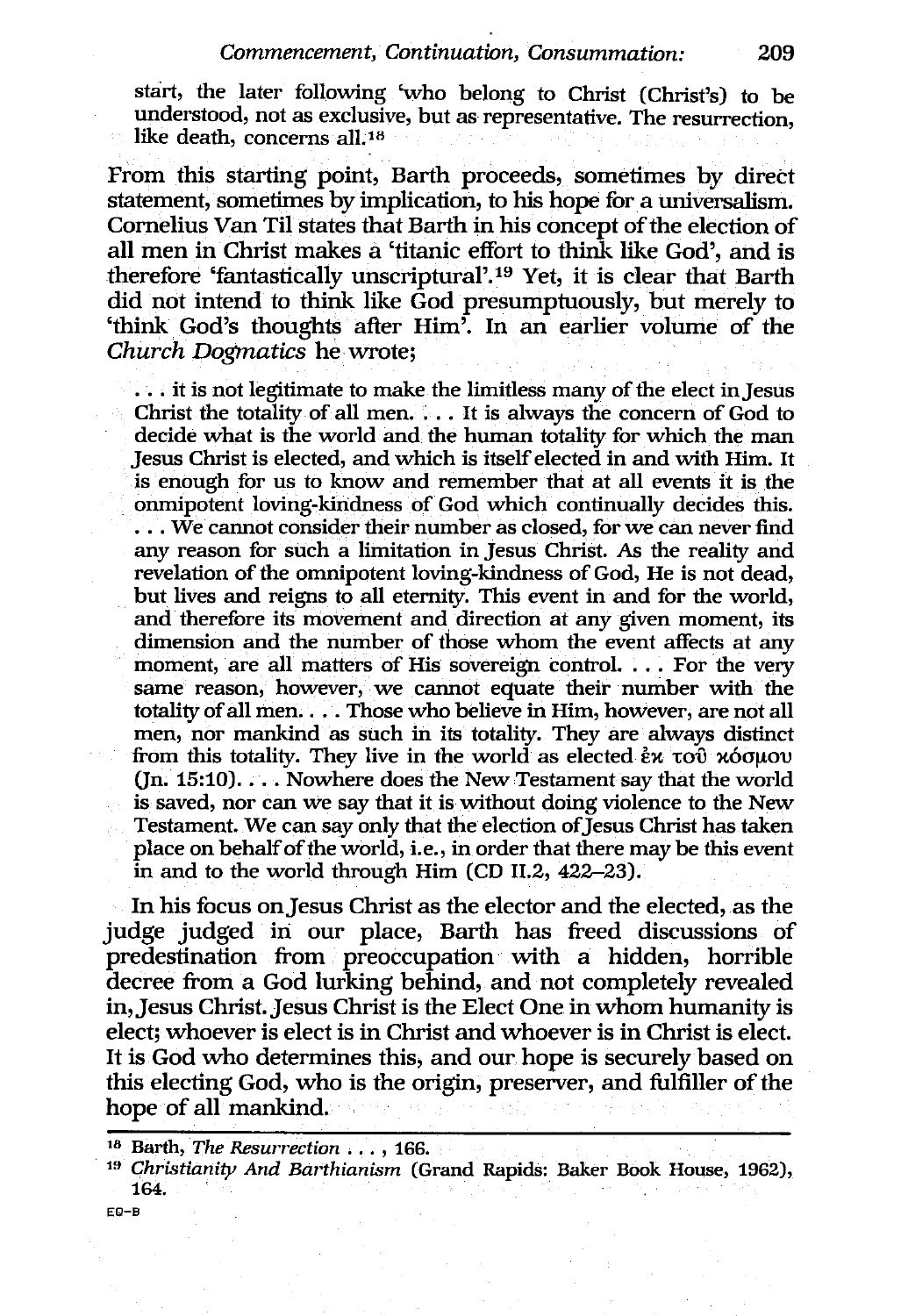start, the later following 'who belong to Christ (Christ's) to be understood, not as exclusive, but as representative. The resurrection, like death, concerns all.[18]

From this starting point, Barth proceeds, sometimes by direct statement, sometimes by implication, to his hope for a universalism. Cornelius Van Til states that Barth in his concept of the election of all men in Christ makes a 'titanic effort to think like God', and is therefore 'fantastically unscriptural'.[19] Yet, it is clear that Barth did not intend to think like God presumptuously, but merely to 'think God's thoughts after Him'. In an earlier volume of the *Church Dogmatics* he wrote;

> . . . it is not legitimate to make the limitless many of the elect in Jesus Christ the totality of all men. . . . It is always the concern of God to decide what is the world and the human totality for which the man Jesus Christ is elected, and which is itself elected in and with Him. It is enough for us to know and remember that at all events it is the onmipotent loving-kindness of God which continually decides this. . . . We cannot consider their number as closed, for we can never find any reason for such a limitation in Jesus Christ. As the reality and revelation of the omnipotent loving-kindness of God, He is not dead, but lives and reigns to all eternity. This event in and for the world, and therefore its movement and direction at any given moment, its dimension and the number of those whom the event affects at any moment, are all matters of His sovereign control. . . . For the very same reason, however, we cannot equate their number with the totality of all men. . . . Those who believe in Him, however, are not all men, nor mankind as such in its totality. They are always distinct from this totality. They live in the world as elected ἐκ τοῦ κόσμου (Jn. 15:10). . . . Nowhere does the New Testament say that the world is saved, nor can we say that it is without doing violence to the New Testament. We can say only that the election of Jesus Christ has taken place on behalf of the world, i.e., in order that there may be this event in and to the world through Him (CD II.2, 422–23).

In his focus on Jesus Christ as the elector and the elected, as the judge judged in our place, Barth has freed discussions of predestination from preoccupation with a hidden, horrible decree from a God lurking behind, and not completely revealed in, Jesus Christ. Jesus Christ is the Elect One in whom humanity is elect; whoever is elect is in Christ and whoever is in Christ is elect. It is God who determines this, and our hope is securely based on this electing God, who is the origin, preserver, and fulfiller of the hope of all mankind.

---

[18] Barth, *The Resurrection* . . . , 166.

[19] *Christianity And Barthianism* (Grand Rapids: Baker Book House, 1962), 164.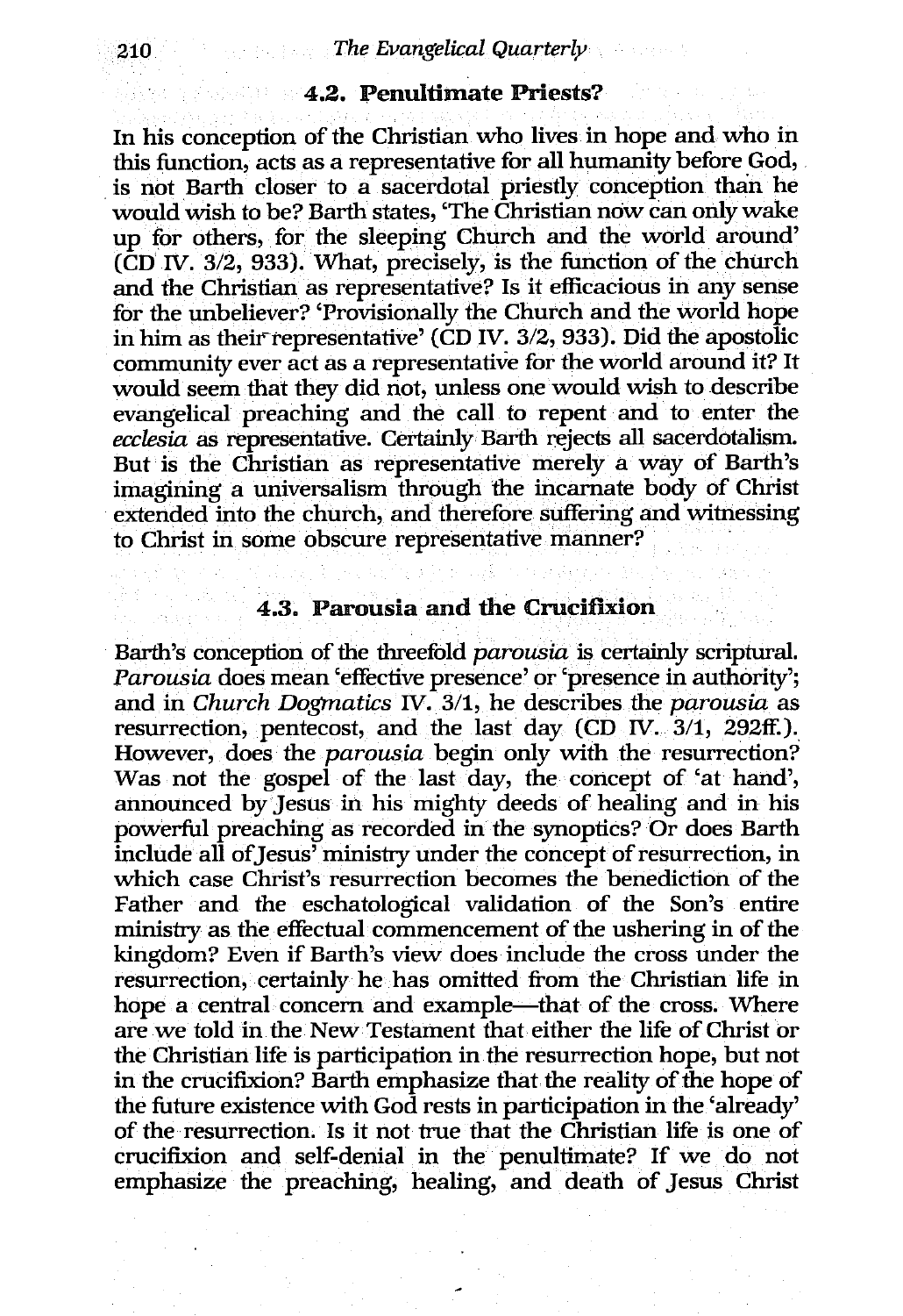### 4.2. Penultimate Priests?

In his conception of the Christian who lives in hope and who in this function, acts as a representative for all humanity before God, is not Barth closer to a sacerdotal priestly conception than he would wish to be? Barth states, 'The Christian now can only wake up for others, for the sleeping Church and the world around' (CD IV. 3/2, 933). What, precisely, is the function of the church and the Christian as representative? Is it efficacious in any sense for the unbeliever? 'Provisionally the Church and the world hope in him as their representative' (CD IV. 3/2, 933). Did the apostolic community ever act as a representative for the world around it? It would seem that they did not, unless one would wish to describe evangelical preaching and the call to repent and to enter the *ecclesia* as representative. Certainly Barth rejects all sacerdotalism. But is the Christian as representative merely a way of Barth's imagining a universalism through the incarnate body of Christ extended into the church, and therefore suffering and witnessing to Christ in some obscure representative manner?

### 4.3. Parousia and the Crucifixion

Barth's conception of the threefold *parousia* is certainly scriptural. *Parousia* does mean 'effective presence' or 'presence in authority'; and in *Church Dogmatics* IV. 3/1, he describes the *parousia* as resurrection, pentecost, and the last day (CD IV. 3/1, 292ff.). However, does the *parousia* begin only with the resurrection? Was not the gospel of the last day, the concept of 'at hand', announced by Jesus in his mighty deeds of healing and in his powerful preaching as recorded in the synoptics? Or does Barth include all of Jesus' ministry under the concept of resurrection, in which case Christ's resurrection becomes the benediction of the Father and the eschatological validation of the Son's entire ministry as the effectual commencement of the ushering in of the kingdom? Even if Barth's view does include the cross under the resurrection, certainly he has omitted from the Christian life in hope a central concern and example—that of the cross. Where are we told in the New Testament that either the life of Christ or the Christian life is participation in the resurrection hope, but not in the crucifixion? Barth emphasize that the reality of the hope of the future existence with God rests in participation in the 'already' of the resurrection. Is it not true that the Christian life is one of crucifixion and self-denial in the penultimate? If we do not emphasize the preaching, healing, and death of Jesus Christ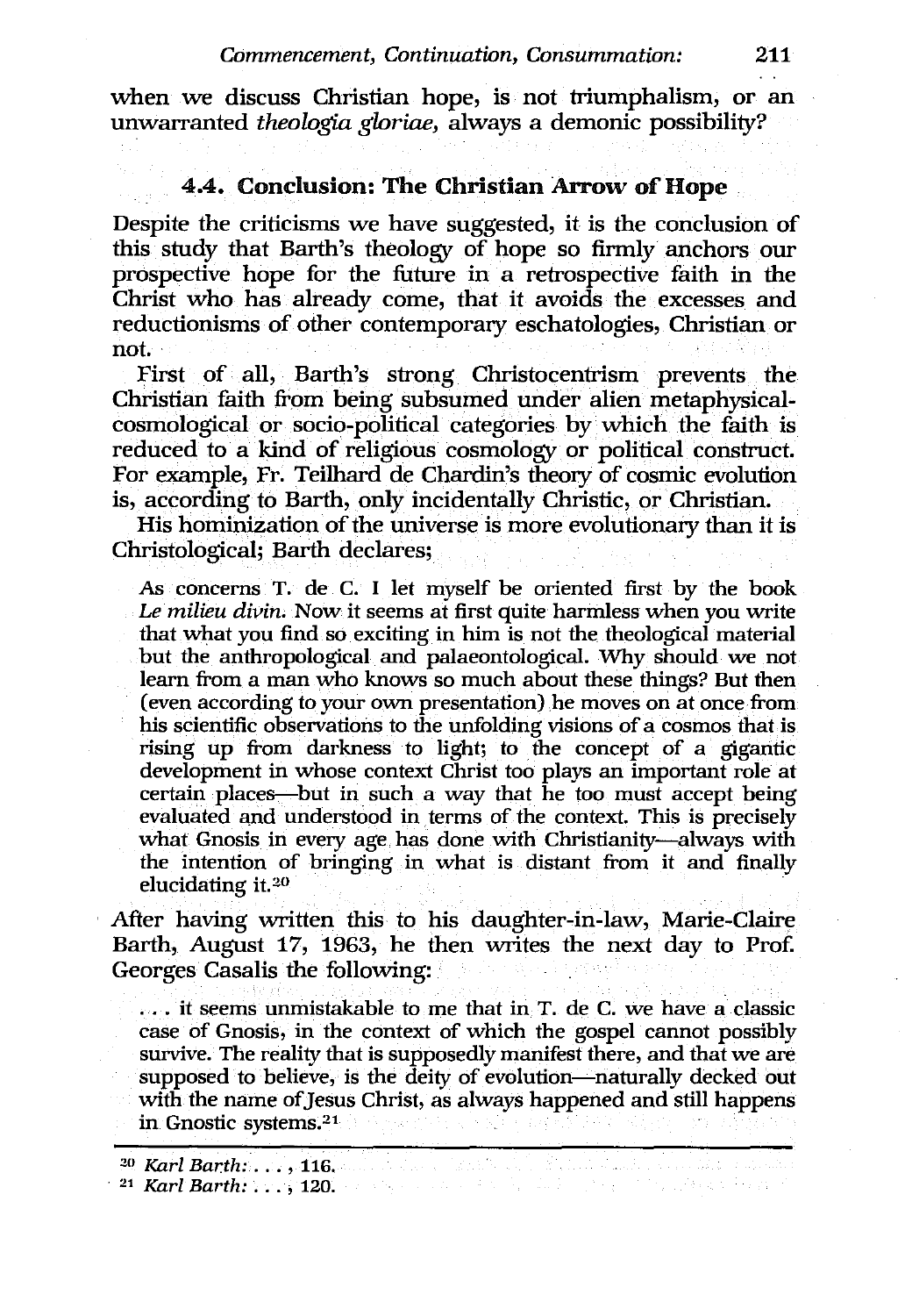when we discuss Christian hope, is not triumphalism, or an unwarranted *theologia gloriae*, always a demonic possibility?

### 4.4. Conclusion: The Christian Arrow of Hope

Despite the criticisms we have suggested, it is the conclusion of this study that Barth's theology of hope so firmly anchors our prospective hope for the future in a retrospective faith in the Christ who has already come, that it avoids the excesses and reductionisms of other contemporary eschatologies, Christian or not.

First of all, Barth's strong Christocentrism prevents the Christian faith from being subsumed under alien metaphysical-cosmological or socio-political categories by which the faith is reduced to a kind of religious cosmology or political construct. For example, Fr. Teilhard de Chardin's theory of cosmic evolution is, according to Barth, only incidentally Christic, or Christian.

His hominization of the universe is more evolutionary than it is Christological; Barth declares;

> As concerns T. de C. I let myself be oriented first by the book *Le milieu divin.* Now it seems at first quite harmless when you write that what you find so exciting in him is not the theological material but the anthropological and palaeontological. Why should we not learn from a man who knows so much about these things? But then (even according to your own presentation) he moves on at once from his scientific observations to the unfolding visions of a cosmos that is rising up from darkness to light; to the concept of a gigantic development in whose context Christ too plays an important role at certain places—but in such a way that he too must accept being evaluated and understood in terms of the context. This is precisely what Gnosis in every age has done with Christianity—always with the intention of bringing in what is distant from it and finally elucidating it.[20]

After having written this to his daughter-in-law, Marie-Claire Barth, August 17, 1963, he then writes the next day to Prof. Georges Casalis the following:

> . . . it seems unmistakable to me that in T. de C. we have a classic case of Gnosis, in the context of which the gospel cannot possibly survive. The reality that is supposedly manifest there, and that we are supposed to believe, is the deity of evolution—naturally decked out with the name of Jesus Christ, as always happened and still happens in Gnostic systems.[21]

---

[20] *Karl Barth: . . .*, 116.

[21] *Karl Barth: . . .*, 120.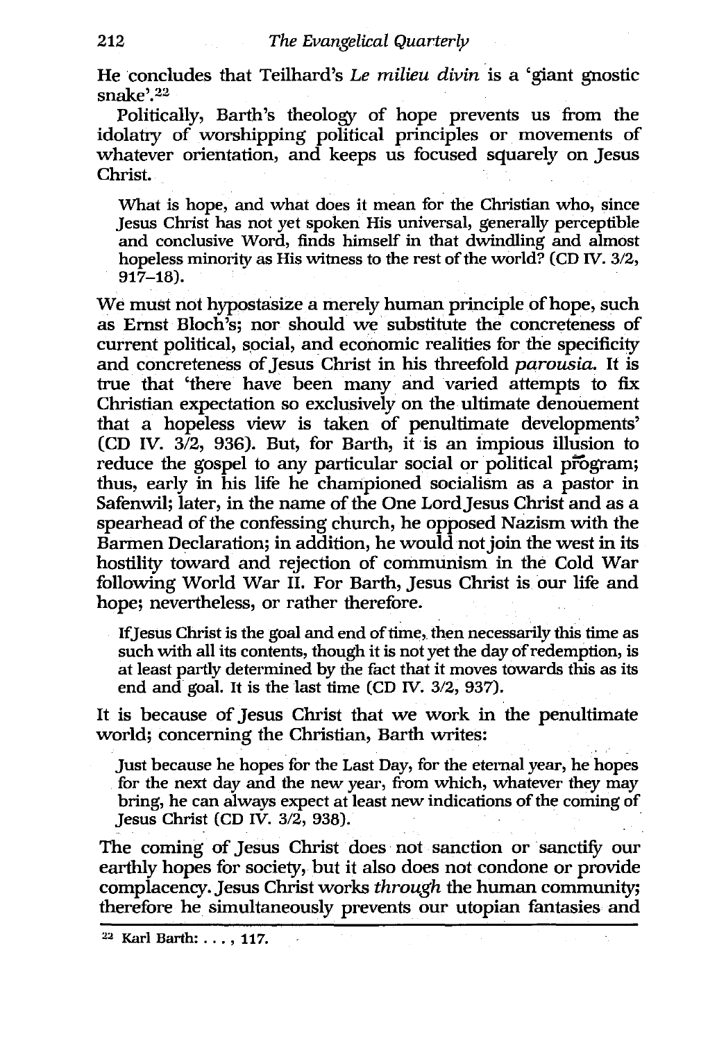He concludes that Teilhard's *Le milieu divin* is a 'giant gnostic snake'.[22]

Politically, Barth's theology of hope prevents us from the idolatry of worshipping political principles or movements of whatever orientation, and keeps us focused squarely on Jesus Christ.

> What is hope, and what does it mean for the Christian who, since Jesus Christ has not yet spoken His universal, generally perceptible and conclusive Word, finds himself in that dwindling and almost hopeless minority as His witness to the rest of the world? (CD IV. 3/2, 917–18).

We must not hypostasize a merely human principle of hope, such as Ernst Bloch's; nor should we substitute the concreteness of current political, social, and economic realities for the specificity and concreteness of Jesus Christ in his threefold *parousia*. It is true that 'there have been many and varied attempts to fix Christian expectation so exclusively on the ultimate denouement that a hopeless view is taken of penultimate developments' (CD IV. 3/2, 936). But, for Barth, it is an impious illusion to reduce the gospel to any particular social or political program; thus, early in his life he championed socialism as a pastor in Safenwil; later, in the name of the One Lord Jesus Christ and as a spearhead of the confessing church, he opposed Nazism with the Barmen Declaration; in addition, he would not join the west in its hostility toward and rejection of communism in the Cold War following World War II. For Barth, Jesus Christ is our life and hope; nevertheless, or rather therefore.

> If Jesus Christ is the goal and end of time, then necessarily this time as such with all its contents, though it is not yet the day of redemption, is at least partly determined by the fact that it moves towards this as its end and goal. It is the last time (CD IV. 3/2, 937).

It is because of Jesus Christ that we work in the penultimate world; concerning the Christian, Barth writes:

> Just because he hopes for the Last Day, for the eternal year, he hopes for the next day and the new year, from which, whatever they may bring, he can always expect at least new indications of the coming of Jesus Christ (CD IV. 3/2, 938).

The coming of Jesus Christ does not sanction or sanctify our earthly hopes for society, but it also does not condone or provide complacency. Jesus Christ works *through* the human community; therefore he simultaneously prevents our utopian fantasies and

[22] Karl Barth: . . . , 117.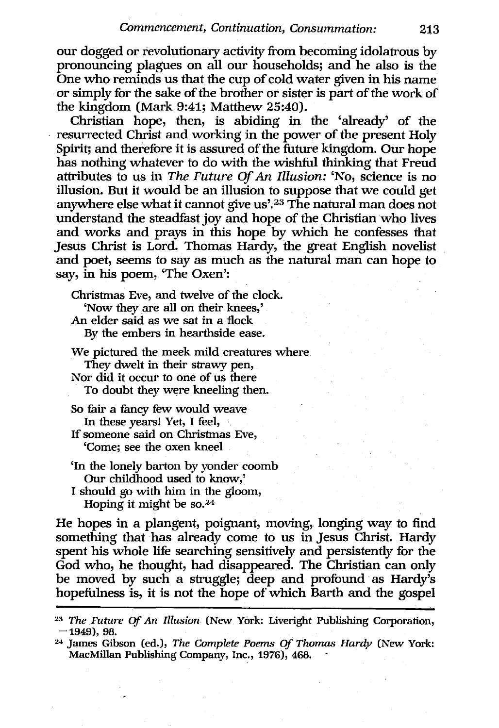our dogged or revolutionary activity from becoming idolatrous by pronouncing plagues on all our households; and he also is the One who reminds us that the cup of cold water given in his name or simply for the sake of the brother or sister is part of the work of the kingdom (Mark 9:41; Matthew 25:40).

Christian hope, then, is abiding in the 'already' of the resurrected Christ and working in the power of the present Holy Spirit; and therefore it is assured of the future kingdom. Our hope has nothing whatever to do with the wishful thinking that Freud attributes to us in *The Future Of An Illusion:* 'No, science is no illusion. But it would be an illusion to suppose that we could get anywhere else what it cannot give us'.[23] The natural man does not understand the steadfast joy and hope of the Christian who lives and works and prays in this hope by which he confesses that Jesus Christ is Lord. Thomas Hardy, the great English novelist and poet, seems to say as much as the natural man can hope to say, in his poem, 'The Oxen':

> Christmas Eve, and twelve of the clock.
> 'Now they are all on their knees,'
> An elder said as we sat in a flock
> By the embers in hearthside ease.
>
> We pictured the meek mild creatures where
> They dwelt in their strawy pen,
> Nor did it occur to one of us there
> To doubt they were kneeling then.
>
> So fair a fancy few would weave
> In these years! Yet, I feel,
> If someone said on Christmas Eve,
> 'Come; see the oxen kneel
>
> 'In the lonely barton by yonder coomb
> Our childhood used to know,'
> I should go with him in the gloom,
> Hoping it might be so.[24]

He hopes in a plangent, poignant, moving, longing way to find something that has already come to us in Jesus Christ. Hardy spent his whole life searching sensitively and persistently for the God who, he thought, had disappeared. The Christian can only be moved by such a struggle; deep and profound as Hardy's hopefulness is, it is not the hope of which Barth and the gospel

---

[23] *The Future Of An Illusion* (New York: Liveright Publishing Corporation, —1949), 98.

[24] James Gibson (ed.), *The Complete Poems Of Thomas Hardy* (New York: MacMillan Publishing Company, Inc., 1976), 468.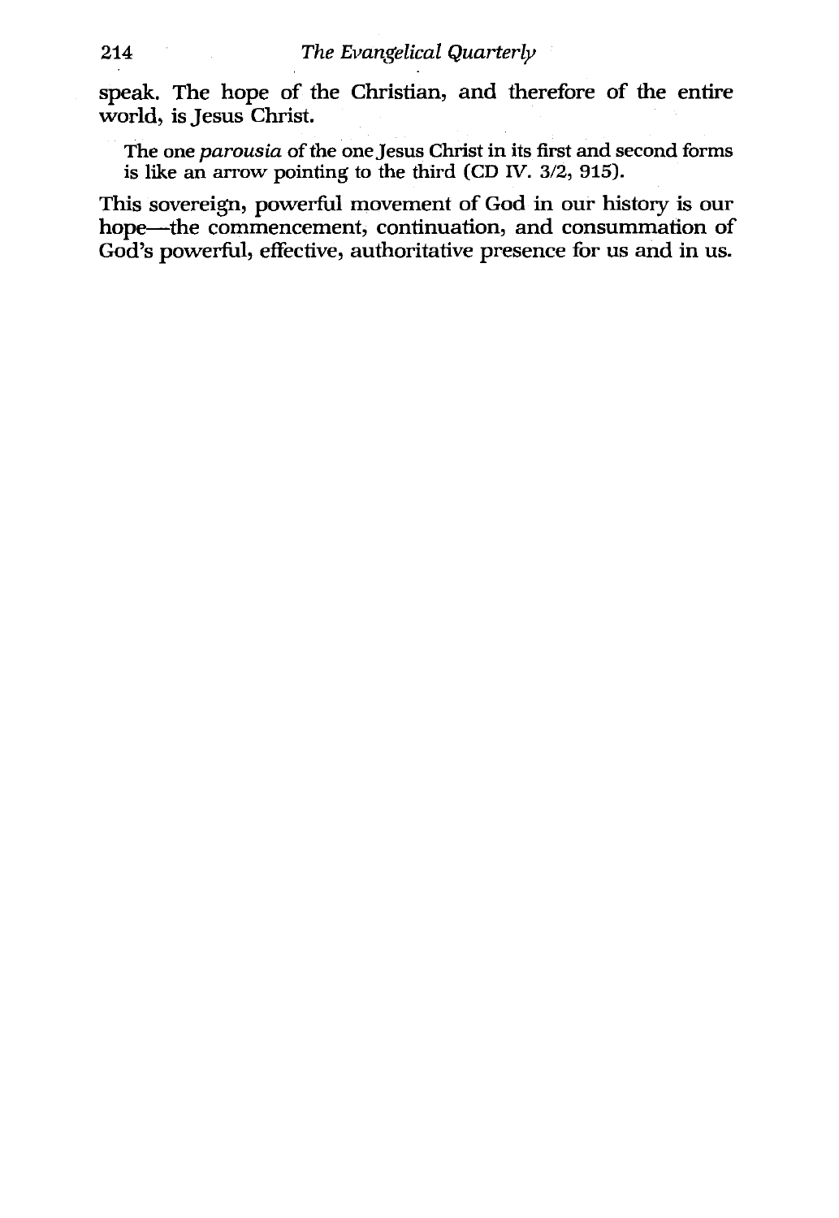speak. The hope of the Christian, and therefore of the entire world, is Jesus Christ.

> The one *parousia* of the one Jesus Christ in its first and second forms is like an arrow pointing to the third (CD IV. 3/2, 915).

This sovereign, powerful movement of God in our history is our hope—the commencement, continuation, and consummation of God's powerful, effective, authoritative presence for us and in us.